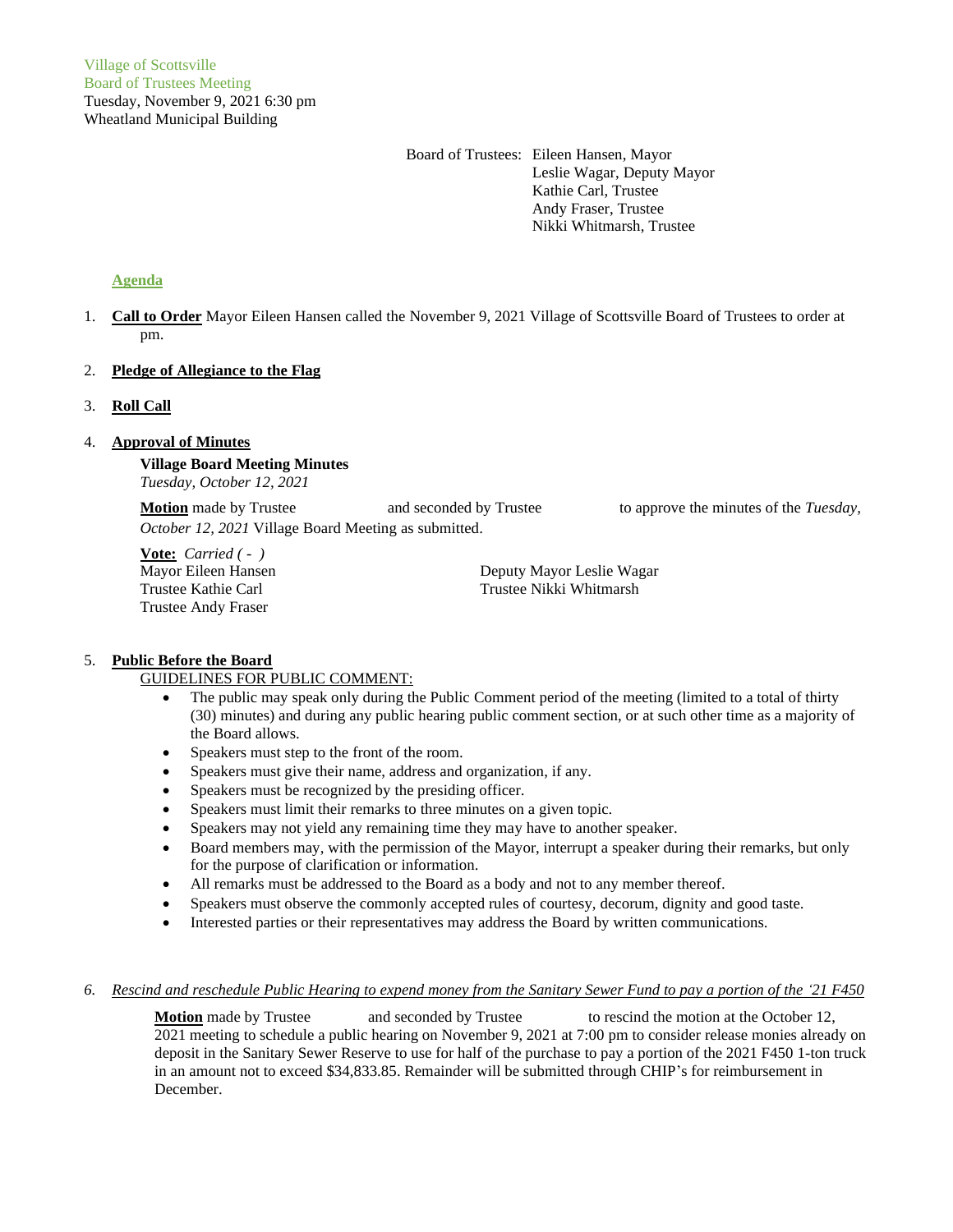Village of Scottsville
Board of Trustees Meeting
Tuesday, November 9, 2021 6:30 pm
Wheatland Municipal Building

Board of Trustees: Eileen Hansen, Mayor
Leslie Wagar, Deputy Mayor
Kathie Carl, Trustee
Andy Fraser, Trustee
Nikki Whitmarsh, Trustee

## Agenda

1. **Call to Order** Mayor Eileen Hansen called the November 9, 2021 Village of Scottsville Board of Trustees to order at pm.

2. **Pledge of Allegiance to the Flag**

3. **Roll Call**

4. **Approval of Minutes**

   **Village Board Meeting Minutes**
   *Tuesday, October 12, 2021*

   **Motion** made by Trustee and seconded by Trustee to approve the minutes of the *Tuesday, October 12, 2021* Village Board Meeting as submitted.

   **Vote:** *Carried ( - )*
   Mayor Eileen Hansen
   Deputy Mayor Leslie Wagar
   Trustee Kathie Carl
   Trustee Nikki Whitmarsh
   Trustee Andy Fraser

5. **Public Before the Board**

   GUIDELINES FOR PUBLIC COMMENT:
   - The public may speak only during the Public Comment period of the meeting (limited to a total of thirty (30) minutes) and during any public hearing public comment section, or at such other time as a majority of the Board allows.
   - Speakers must step to the front of the room.
   - Speakers must give their name, address and organization, if any.
   - Speakers must be recognized by the presiding officer.
   - Speakers must limit their remarks to three minutes on a given topic.
   - Speakers may not yield any remaining time they may have to another speaker.
   - Board members may, with the permission of the Mayor, interrupt a speaker during their remarks, but only for the purpose of clarification or information.
   - All remarks must be addressed to the Board as a body and not to any member thereof.
   - Speakers must observe the commonly accepted rules of courtesy, decorum, dignity and good taste.
   - Interested parties or their representatives may address the Board by written communications.

6. *Rescind and reschedule Public Hearing to expend money from the Sanitary Sewer Fund to pay a portion of the '21 F450*

   **Motion** made by Trustee and seconded by Trustee to rescind the motion at the October 12, 2021 meeting to schedule a public hearing on November 9, 2021 at 7:00 pm to consider release monies already on deposit in the Sanitary Sewer Reserve to use for half of the purchase to pay a portion of the 2021 F450 1-ton truck in an amount not to exceed $34,833.85. Remainder will be submitted through CHIP's for reimbursement in December.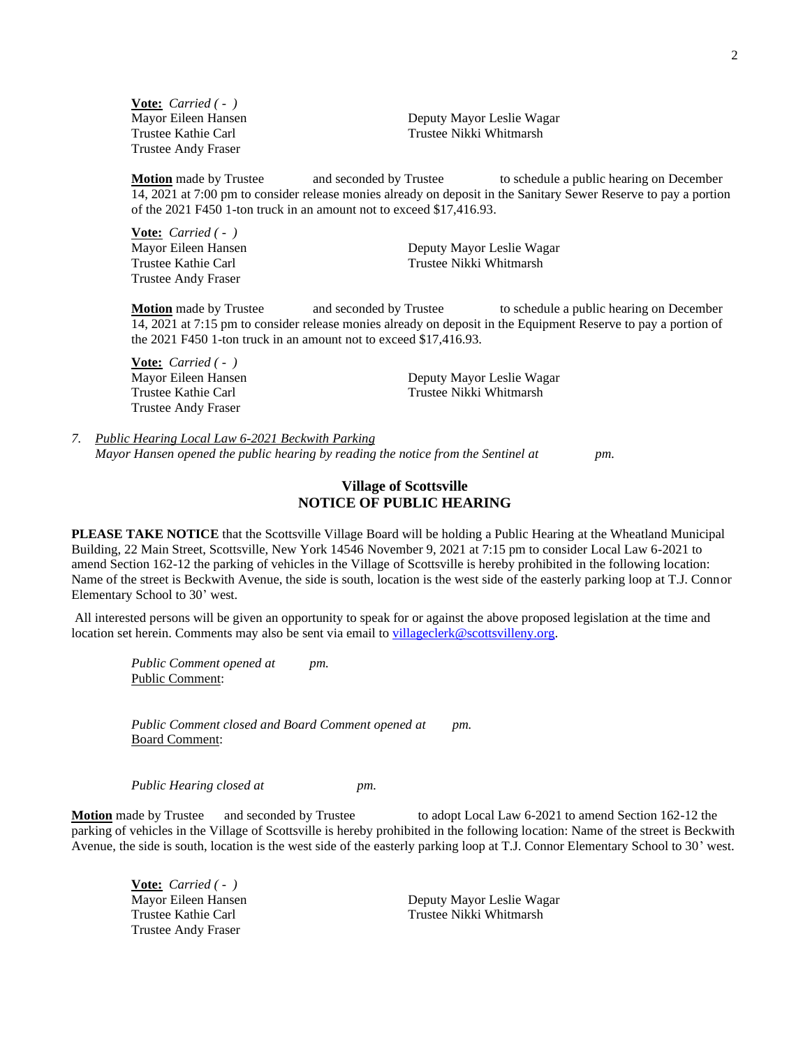**Vote:** *Carried ( - )*

Mayor Eileen Hansen
Deputy Mayor Leslie Wagar
Trustee Kathie Carl
Trustee Nikki Whitmarsh
Trustee Andy Fraser

**Motion** made by Trustee and seconded by Trustee to schedule a public hearing on December 14, 2021 at 7:00 pm to consider release monies already on deposit in the Sanitary Sewer Reserve to pay a portion of the 2021 F450 1-ton truck in an amount not to exceed $17,416.93.

**Vote:** *Carried ( - )*

Mayor Eileen Hansen
Deputy Mayor Leslie Wagar
Trustee Kathie Carl
Trustee Nikki Whitmarsh
Trustee Andy Fraser

**Motion** made by Trustee and seconded by Trustee to schedule a public hearing on December 14, 2021 at 7:15 pm to consider release monies already on deposit in the Equipment Reserve to pay a portion of the 2021 F450 1-ton truck in an amount not to exceed $17,416.93.

**Vote:** *Carried ( - )*

Mayor Eileen Hansen
Deputy Mayor Leslie Wagar
Trustee Kathie Carl
Trustee Nikki Whitmarsh
Trustee Andy Fraser

7. *Public Hearing Local Law 6-2021 Beckwith Parking*
   *Mayor Hansen opened the public hearing by reading the notice from the Sentinel at pm.*

## Village of Scottsville
## NOTICE OF PUBLIC HEARING

**PLEASE TAKE NOTICE** that the Scottsville Village Board will be holding a Public Hearing at the Wheatland Municipal Building, 22 Main Street, Scottsville, New York 14546 November 9, 2021 at 7:15 pm to consider Local Law 6-2021 to amend Section 162-12 the parking of vehicles in the Village of Scottsville is hereby prohibited in the following location: Name of the street is Beckwith Avenue, the side is south, location is the west side of the easterly parking loop at T.J. Connor Elementary School to 30' west.

All interested persons will be given an opportunity to speak for or against the above proposed legislation at the time and location set herein. Comments may also be sent via email to villageclerk@scottsvilleny.org.

*Public Comment opened at pm.*
Public Comment:

*Public Comment closed and Board Comment opened at pm.*
Board Comment:

*Public Hearing closed at pm.*

**Motion** made by Trustee and seconded by Trustee to adopt Local Law 6-2021 to amend Section 162-12 the parking of vehicles in the Village of Scottsville is hereby prohibited in the following location: Name of the street is Beckwith Avenue, the side is south, location is the west side of the easterly parking loop at T.J. Connor Elementary School to 30' west.

**Vote:** *Carried ( - )*

Mayor Eileen Hansen
Deputy Mayor Leslie Wagar
Trustee Kathie Carl
Trustee Nikki Whitmarsh
Trustee Andy Fraser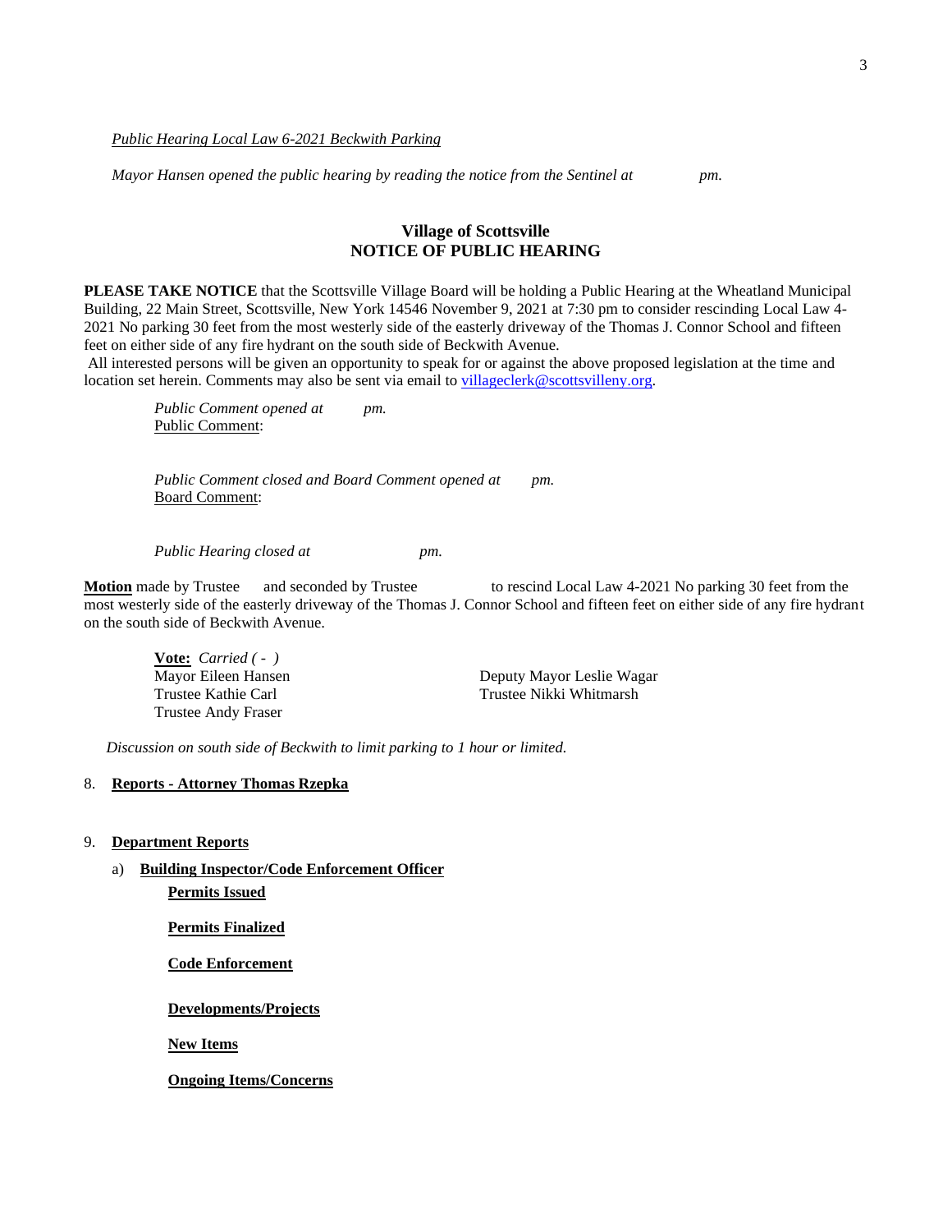*Public Hearing Local Law 6-2021 Beckwith Parking*

*Mayor Hansen opened the public hearing by reading the notice from the Sentinel at pm.*

## Village of Scottsville
## NOTICE OF PUBLIC HEARING

**PLEASE TAKE NOTICE** that the Scottsville Village Board will be holding a Public Hearing at the Wheatland Municipal Building, 22 Main Street, Scottsville, New York 14546 November 9, 2021 at 7:30 pm to consider rescinding Local Law 4-2021 No parking 30 feet from the most westerly side of the easterly driveway of the Thomas J. Connor School and fifteen feet on either side of any fire hydrant on the south side of Beckwith Avenue.

All interested persons will be given an opportunity to speak for or against the above proposed legislation at the time and location set herein. Comments may also be sent via email to villageclerk@scottsvilleny.org.

*Public Comment opened at pm.*
Public Comment:

*Public Comment closed and Board Comment opened at pm.*
Board Comment:

*Public Hearing closed at pm.*

**Motion** made by Trustee and seconded by Trustee to rescind Local Law 4-2021 No parking 30 feet from the most westerly side of the easterly driveway of the Thomas J. Connor School and fifteen feet on either side of any fire hydrant on the south side of Beckwith Avenue.

**Vote:** *Carried ( - )*
Mayor Eileen Hansen
Deputy Mayor Leslie Wagar
Trustee Kathie Carl
Trustee Nikki Whitmarsh
Trustee Andy Fraser

*Discussion on south side of Beckwith to limit parking to 1 hour or limited.*

8. **Reports - Attorney Thomas Rzepka**

9. **Department Reports**

   a) **Building Inspector/Code Enforcement Officer**

      **Permits Issued**

      **Permits Finalized**

      **Code Enforcement**

      **Developments/Projects**

      **New Items**

      **Ongoing Items/Concerns**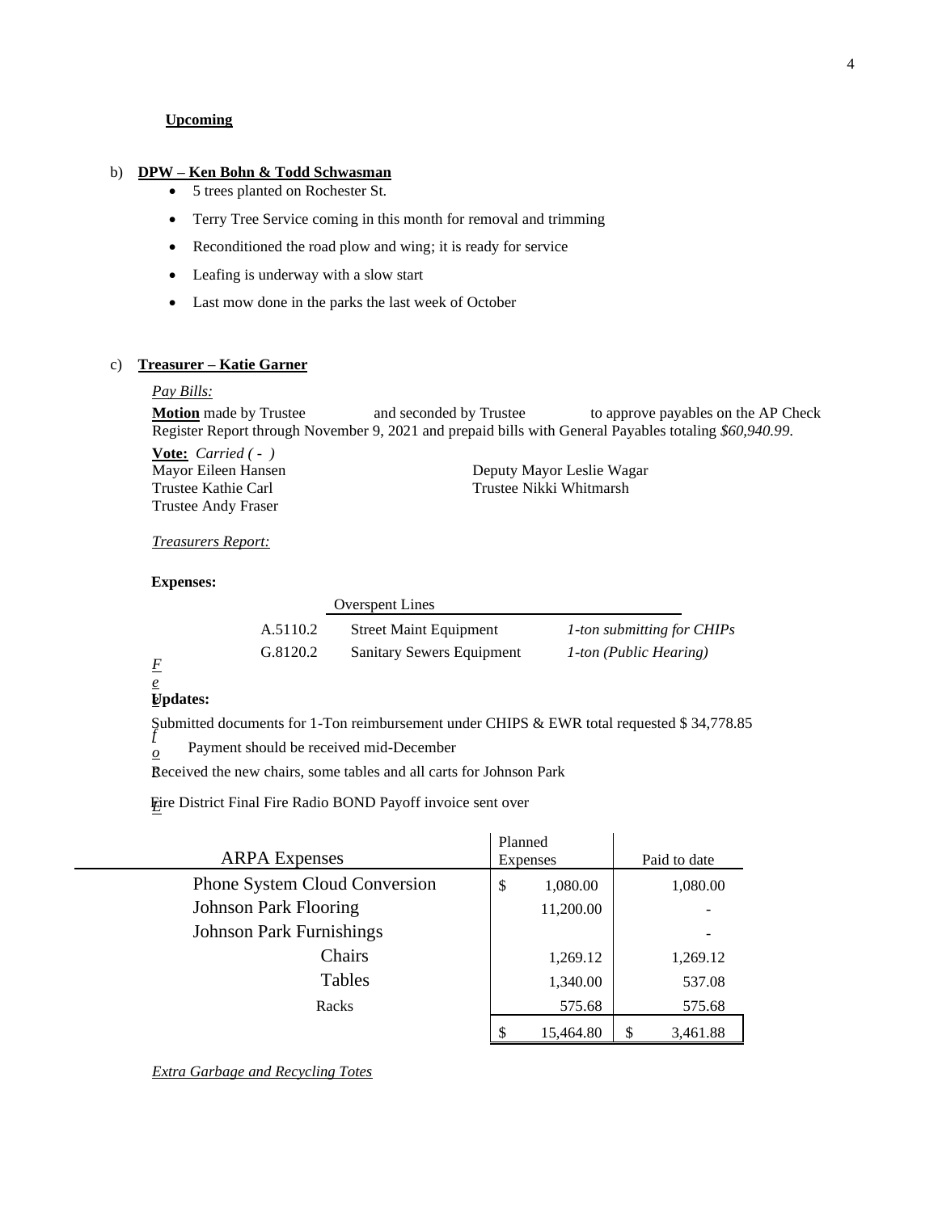**Upcoming**

b) **DPW – Ken Bohn & Todd Schwasman**

- 5 trees planted on Rochester St.
- Terry Tree Service coming in this month for removal and trimming
- Reconditioned the road plow and wing; it is ready for service
- Leafing is underway with a slow start
- Last mow done in the parks the last week of October

c) **Treasurer – Katie Garner**

*Pay Bills:*

**Motion** made by Trustee and seconded by Trustee to approve payables on the AP Check Register Report through November 9, 2021 and prepaid bills with General Payables totaling *$60,940.99.*

**Vote:** *Carried ( - )*

Mayor Eileen Hansen
Trustee Kathie Carl
Trustee Andy Fraser
Deputy Mayor Leslie Wagar
Trustee Nikki Whitmarsh

*Treasurers Report:*

**Expenses:**

| | Overspent Lines | |
|---|---|---|
| A.5110.2 | Street Maint Equipment | *1-ton submitting for CHIPs* |
| G.8120.2 | Sanitary Sewers Equipment | *1-ton (Public Hearing)* |

**Updates:**

Submitted documents for 1-Ton reimbursement under CHIPS & EWR total requested $ 34,778.85

Payment should be received mid-December

Received the new chairs, some tables and all carts for Johnson Park

Fire District Final Fire Radio BOND Payoff invoice sent over

| ARPA Expenses | Planned Expenses | Paid to date |
|---|---|---|
| Phone System Cloud Conversion | $ 1,080.00 | 1,080.00 |
| Johnson Park Flooring | 11,200.00 | - |
| Johnson Park Furnishings | | - |
| Chairs | 1,269.12 | 1,269.12 |
| Tables | 1,340.00 | 537.08 |
| Racks | 575.68 | 575.68 |
| | $ 15,464.80 | $ 3,461.88 |

*Extra Garbage and Recycling Totes*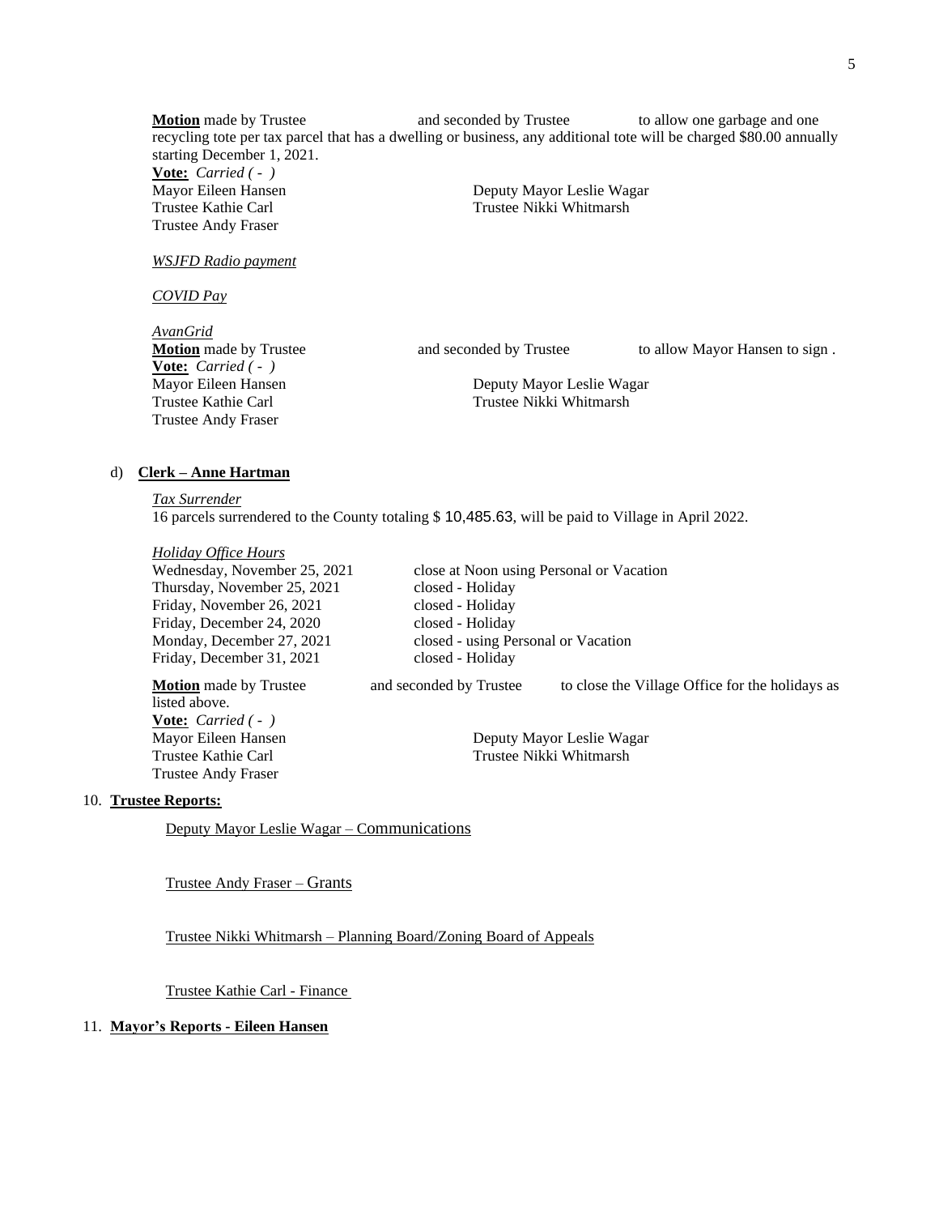**Motion** made by Trustee and seconded by Trustee to allow one garbage and one recycling tote per tax parcel that has a dwelling or business, any additional tote will be charged $80.00 annually starting December 1, 2021.

**Vote:** *Carried ( - )*

Mayor Eileen Hansen  
Deputy Mayor Leslie Wagar  
Trustee Kathie Carl  
Trustee Nikki Whitmarsh  
Trustee Andy Fraser

*WSJFD Radio payment*

*COVID Pay*

*AvanGrid*

**Motion** made by Trustee and seconded by Trustee to allow Mayor Hansen to sign .

**Vote:** *Carried ( - )*

Mayor Eileen Hansen  
Deputy Mayor Leslie Wagar  
Trustee Kathie Carl  
Trustee Nikki Whitmarsh  
Trustee Andy Fraser

d) **Clerk – Anne Hartman**

*Tax Surrender*

16 parcels surrendered to the County totaling $ 10,485.63, will be paid to Village in April 2022.

*Holiday Office Hours*

| | |
|---|---|
| Wednesday, November 25, 2021 | close at Noon using Personal or Vacation |
| Thursday, November 25, 2021 | closed - Holiday |
| Friday, November 26, 2021 | closed - Holiday |
| Friday, December 24, 2020 | closed - Holiday |
| Monday, December 27, 2021 | closed - using Personal or Vacation |
| Friday, December 31, 2021 | closed - Holiday |

**Motion** made by Trustee and seconded by Trustee to close the Village Office for the holidays as listed above.

**Vote:** *Carried ( - )*

Mayor Eileen Hansen  
Deputy Mayor Leslie Wagar  
Trustee Kathie Carl  
Trustee Nikki Whitmarsh  
Trustee Andy Fraser

10. **Trustee Reports:**

Deputy Mayor Leslie Wagar – Communications

Trustee Andy Fraser – Grants

Trustee Nikki Whitmarsh – Planning Board/Zoning Board of Appeals

Trustee Kathie Carl - Finance

11. **Mayor's Reports - Eileen Hansen**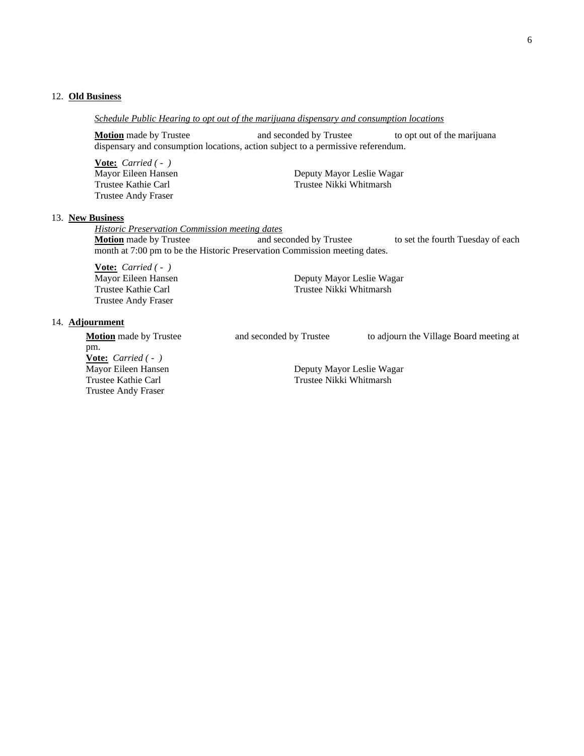12. **Old Business**

*Schedule Public Hearing to opt out of the marijuana dispensary and consumption locations*

**Motion** made by Trustee and seconded by Trustee to opt out of the marijuana dispensary and consumption locations, action subject to a permissive referendum.

**Vote:** *Carried ( - )*
Mayor Eileen Hansen
Deputy Mayor Leslie Wagar
Trustee Kathie Carl
Trustee Nikki Whitmarsh
Trustee Andy Fraser

13. **New Business**

*Historic Preservation Commission meeting dates*

**Motion** made by Trustee and seconded by Trustee to set the fourth Tuesday of each month at 7:00 pm to be the Historic Preservation Commission meeting dates.

**Vote:** *Carried ( - )*
Mayor Eileen Hansen
Deputy Mayor Leslie Wagar
Trustee Kathie Carl
Trustee Nikki Whitmarsh
Trustee Andy Fraser

14. **Adjournment**

**Motion** made by Trustee and seconded by Trustee to adjourn the Village Board meeting at pm.

**Vote:** *Carried ( - )*
Mayor Eileen Hansen
Deputy Mayor Leslie Wagar
Trustee Kathie Carl
Trustee Nikki Whitmarsh
Trustee Andy Fraser